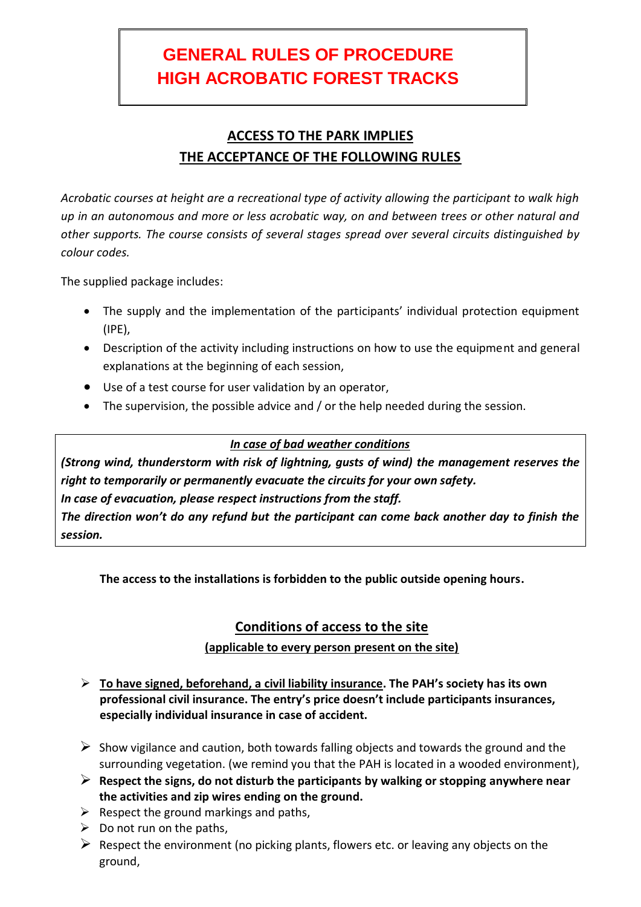# GENERAL RULES OF PROCEDURE
# HIGH ACROBATIC FOREST TRACKS

## ACCESS TO THE PARK IMPLIES THE ACCEPTANCE OF THE FOLLOWING RULES

*Acrobatic courses at height are a recreational type of activity allowing the participant to walk high up in an autonomous and more or less acrobatic way, on and between trees or other natural and other supports. The course consists of several stages spread over several circuits distinguished by colour codes.*

The supplied package includes:

- The supply and the implementation of the participants' individual protection equipment (IPE),
- Description of the activity including instructions on how to use the equipment and general explanations at the beginning of each session,
- Use of a test course for user validation by an operator,
- The supervision, the possible advice and / or the help needed during the session.

***In case of bad weather conditions***

***(Strong wind, thunderstorm with risk of lightning, gusts of wind) the management reserves the right to temporarily or permanently evacuate the circuits for your own safety.***
***In case of evacuation, please respect instructions from the staff.***
***The direction won't do any refund but the participant can come back another day to finish the session.***

**The access to the installations is forbidden to the public outside opening hours.**

## Conditions of access to the site

**(applicable to every person present on the site)**

- **To have signed, beforehand, a civil liability insurance. The PAH's society has its own professional civil insurance. The entry's price doesn't include participants insurances, especially individual insurance in case of accident.**
- Show vigilance and caution, both towards falling objects and towards the ground and the surrounding vegetation. (we remind you that the PAH is located in a wooded environment),
- **Respect the signs, do not disturb the participants by walking or stopping anywhere near the activities and zip wires ending on the ground.**
- Respect the ground markings and paths,
- Do not run on the paths,
- Respect the environment (no picking plants, flowers etc. or leaving any objects on the ground,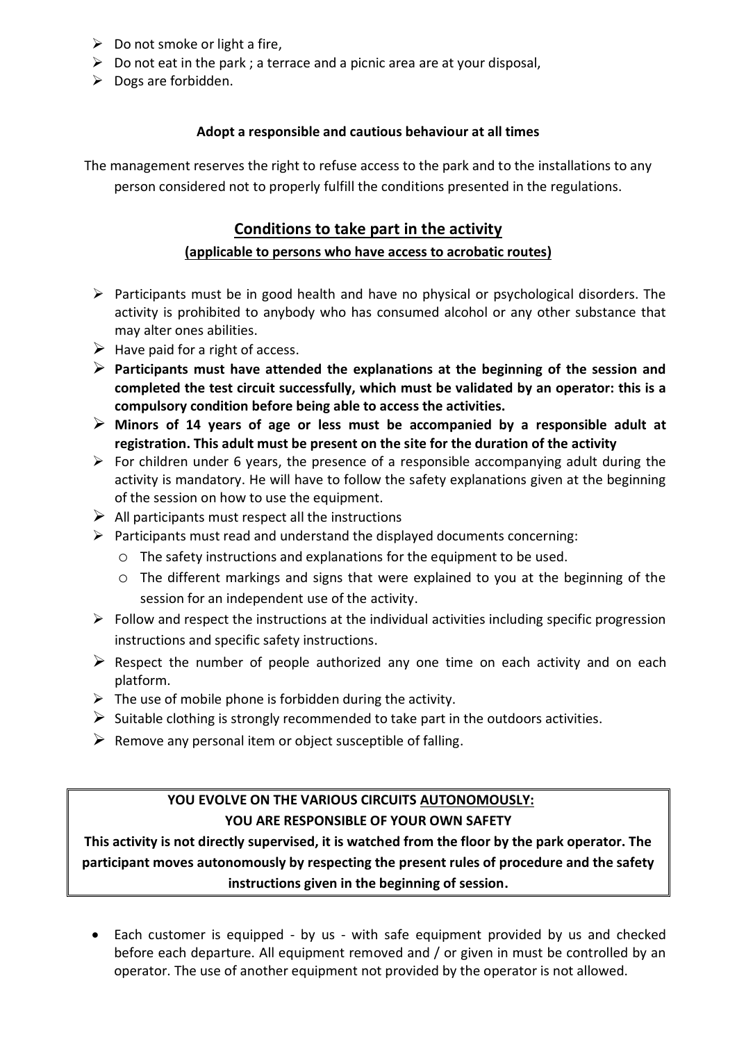- Do not smoke or light a fire,
- Do not eat in the park ; a terrace and a picnic area are at your disposal,
- Dogs are forbidden.

**Adopt a responsible and cautious behaviour at all times**

The management reserves the right to refuse access to the park and to the installations to any person considered not to properly fulfill the conditions presented in the regulations.

## Conditions to take part in the activity

**(applicable to persons who have access to acrobatic routes)**

- Participants must be in good health and have no physical or psychological disorders. The activity is prohibited to anybody who has consumed alcohol or any other substance that may alter ones abilities.
- Have paid for a right of access.
- **Participants must have attended the explanations at the beginning of the session and completed the test circuit successfully, which must be validated by an operator: this is a compulsory condition before being able to access the activities.**
- **Minors of 14 years of age or less must be accompanied by a responsible adult at registration. This adult must be present on the site for the duration of the activity**
- For children under 6 years, the presence of a responsible accompanying adult during the activity is mandatory. He will have to follow the safety explanations given at the beginning of the session on how to use the equipment.
- All participants must respect all the instructions
- Participants must read and understand the displayed documents concerning:
  - The safety instructions and explanations for the equipment to be used.
  - The different markings and signs that were explained to you at the beginning of the session for an independent use of the activity.
- Follow and respect the instructions at the individual activities including specific progression instructions and specific safety instructions.
- Respect the number of people authorized any one time on each activity and on each platform.
- The use of mobile phone is forbidden during the activity.
- Suitable clothing is strongly recommended to take part in the outdoors activities.
- Remove any personal item or object susceptible of falling.

**YOU EVOLVE ON THE VARIOUS CIRCUITS AUTONOMOUSLY:**
**YOU ARE RESPONSIBLE OF YOUR OWN SAFETY**
**This activity is not directly supervised, it is watched from the floor by the park operator. The participant moves autonomously by respecting the present rules of procedure and the safety instructions given in the beginning of session.**

- Each customer is equipped - by us - with safe equipment provided by us and checked before each departure. All equipment removed and / or given in must be controlled by an operator. The use of another equipment not provided by the operator is not allowed.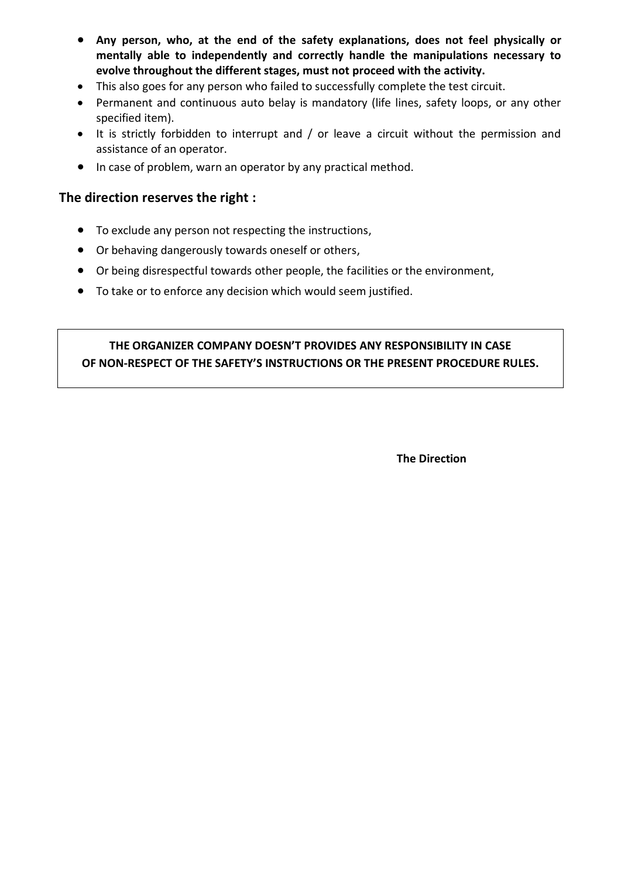- **Any person, who, at the end of the safety explanations, does not feel physically or mentally able to independently and correctly handle the manipulations necessary to evolve throughout the different stages, must not proceed with the activity.**
- This also goes for any person who failed to successfully complete the test circuit.
- Permanent and continuous auto belay is mandatory (life lines, safety loops, or any other specified item).
- It is strictly forbidden to interrupt and / or leave a circuit without the permission and assistance of an operator.
- In case of problem, warn an operator by any practical method.

## The direction reserves the right :

- To exclude any person not respecting the instructions,
- Or behaving dangerously towards oneself or others,
- Or being disrespectful towards other people, the facilities or the environment,
- To take or to enforce any decision which would seem justified.

**THE ORGANIZER COMPANY DOESN'T PROVIDES ANY RESPONSIBILITY IN CASE OF NON-RESPECT OF THE SAFETY'S INSTRUCTIONS OR THE PRESENT PROCEDURE RULES.**

**The Direction**